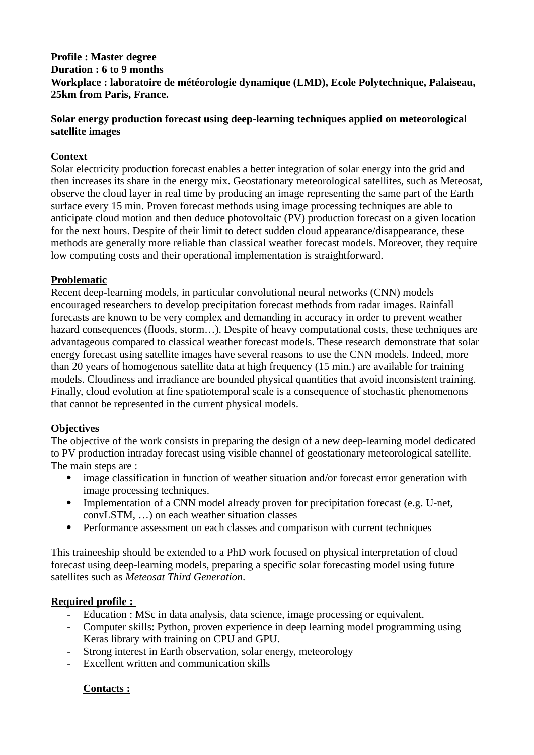**Profile : Master degree**
**Duration : 6 to 9 months**
**Workplace : laboratoire de météorologie dynamique (LMD), Ecole Polytechnique, Palaiseau, 25km from Paris, France.**

**Solar energy production forecast using deep-learning techniques applied on meteorological satellite images**

**Context**

Solar electricity production forecast enables a better integration of solar energy into the grid and then increases its share in the energy mix. Geostationary meteorological satellites, such as Meteosat, observe the cloud layer in real time by producing an image representing the same part of the Earth surface every 15 min. Proven forecast methods using image processing techniques are able to anticipate cloud motion and then deduce photovoltaic (PV) production forecast on a given location for the next hours. Despite of their limit to detect sudden cloud appearance/disappearance, these methods are generally more reliable than classical weather forecast models. Moreover, they require low computing costs and their operational implementation is straightforward.

**Problematic**

Recent deep-learning models, in particular convolutional neural networks (CNN) models encouraged researchers to develop precipitation forecast methods from radar images. Rainfall forecasts are known to be very complex and demanding in accuracy in order to prevent weather hazard consequences (floods, storm…). Despite of heavy computational costs, these techniques are advantageous compared to classical weather forecast models. These research demonstrate that solar energy forecast using satellite images have several reasons to use the CNN models. Indeed, more than 20 years of homogenous satellite data at high frequency (15 min.) are available for training models. Cloudiness and irradiance are bounded physical quantities that avoid inconsistent training. Finally, cloud evolution at fine spatiotemporal scale is a consequence of stochastic phenomenons that cannot be represented in the current physical models.

**Objectives**

The objective of the work consists in preparing the design of a new deep-learning model dedicated to PV production intraday forecast using visible channel of geostationary meteorological satellite. The main steps are :

- image classification in function of weather situation and/or forecast error generation with image processing techniques.
- Implementation of a CNN model already proven for precipitation forecast (e.g. U-net, convLSTM, …) on each weather situation classes
- Performance assessment on each classes and comparison with current techniques

This traineeship should be extended to a PhD work focused on physical interpretation of cloud forecast using deep-learning models, preparing a specific solar forecasting model using future satellites such as *Meteosat Third Generation*.

**Required profile :**

- Education : MSc in data analysis, data science, image processing or equivalent.
- Computer skills: Python, proven experience in deep learning model programming using Keras library with training on CPU and GPU.
- Strong interest in Earth observation, solar energy, meteorology
- Excellent written and communication skills

**Contacts :**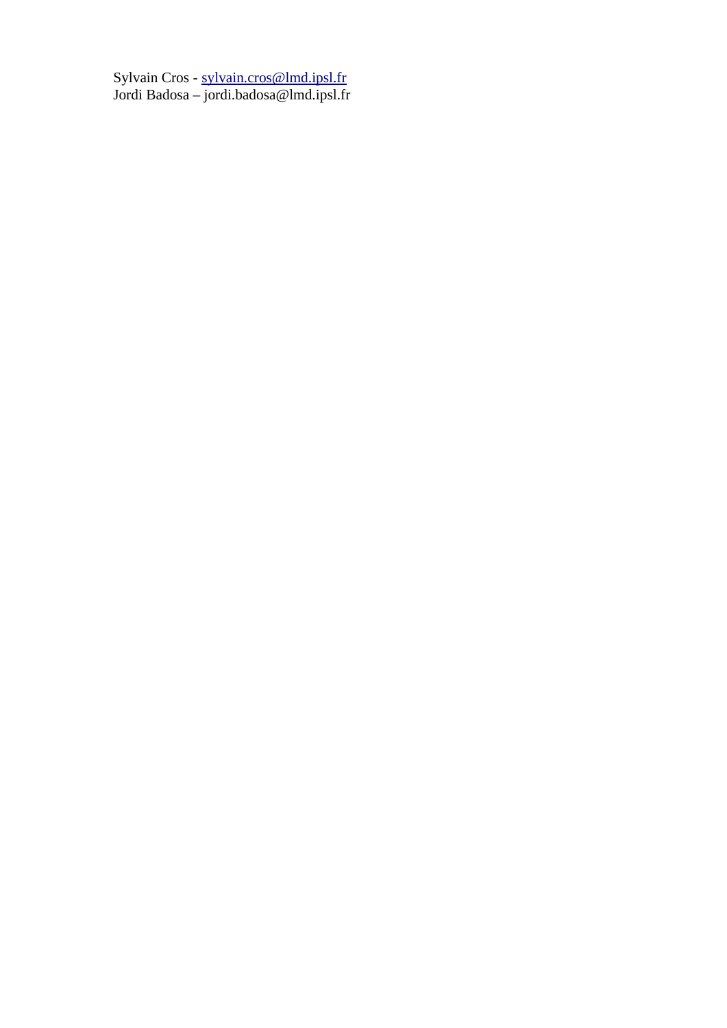Sylvain Cros - [sylvain.cros@lmd.ipsl.fr](mailto:sylvain.cros@lmd.ipsl.fr)
Jordi Badosa – jordi.badosa@lmd.ipsl.fr